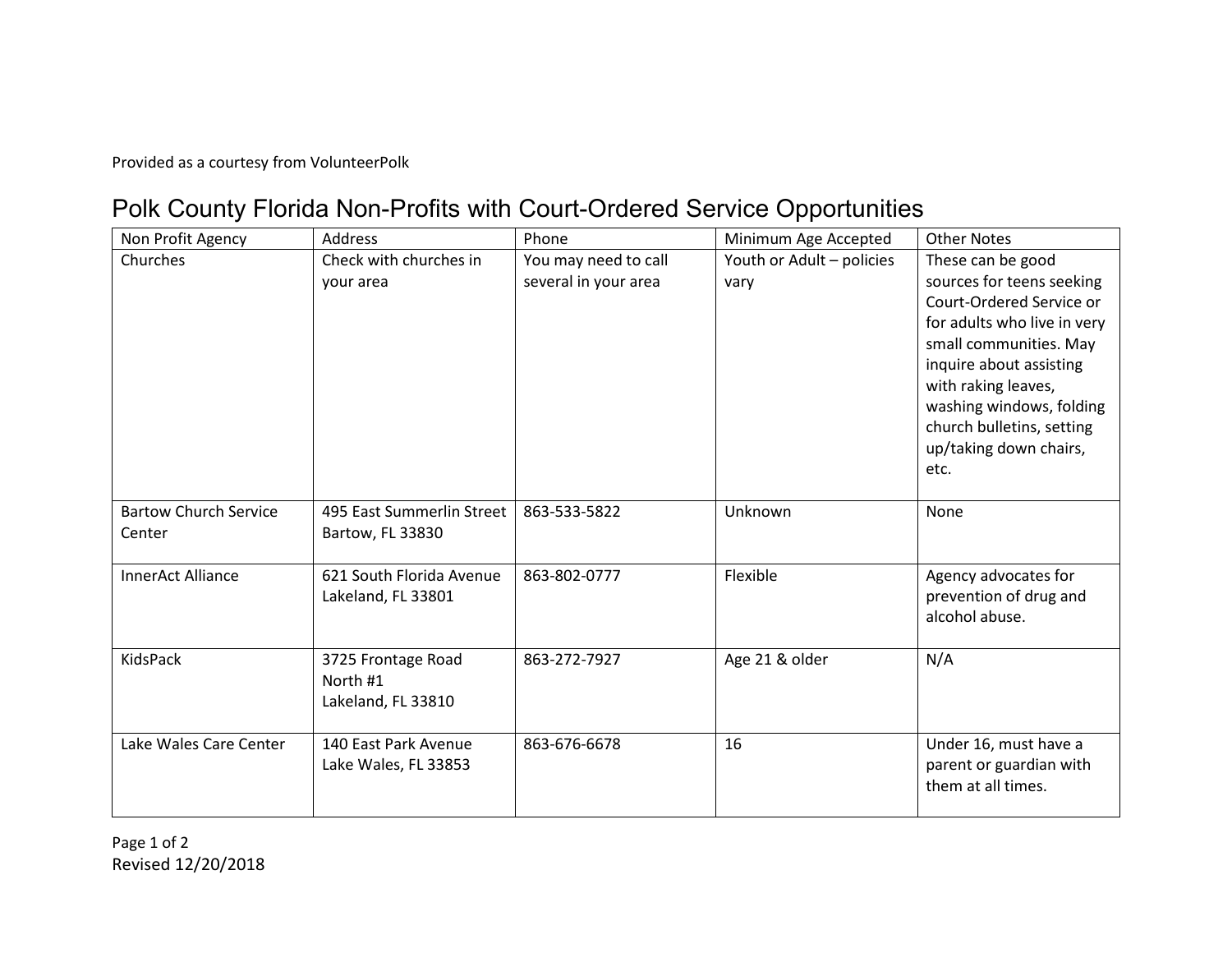Provided as a courtesy from VolunteerPolk

# Polk County Florida Non-Profits with Court-Ordered Service Opportunities

| Non Profit Agency | Address | Phone | Minimum Age Accepted | Other Notes |
|---|---|---|---|---|
| Churches | Check with churches in your area | You may need to call several in your area | Youth or Adult – policies vary | These can be good sources for teens seeking Court-Ordered Service or for adults who live in very small communities. May inquire about assisting with raking leaves, washing windows, folding church bulletins, setting up/taking down chairs, etc. |
| Bartow Church Service Center | 495 East Summerlin Street Bartow, FL 33830 | 863-533-5822 | Unknown | None |
| InnerAct Alliance | 621 South Florida Avenue Lakeland, FL 33801 | 863-802-0777 | Flexible | Agency advocates for prevention of drug and alcohol abuse. |
| KidsPack | 3725 Frontage Road North #1 Lakeland, FL 33810 | 863-272-7927 | Age 21 & older | N/A |
| Lake Wales Care Center | 140 East Park Avenue Lake Wales, FL 33853 | 863-676-6678 | 16 | Under 16, must have a parent or guardian with them at all times. |

Revised 12/20/2018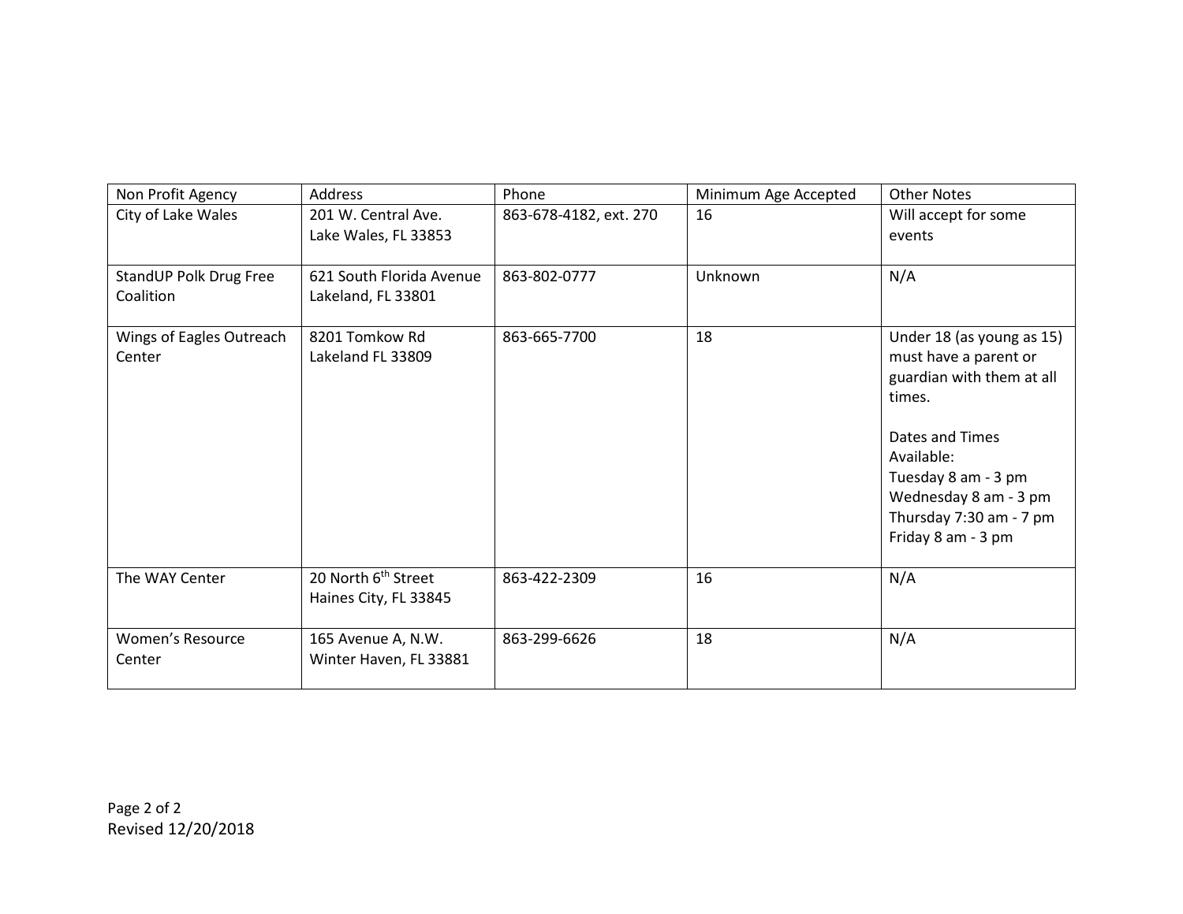| Non Profit Agency | Address | Phone | Minimum Age Accepted | Other Notes |
|---|---|---|---|---|
| City of Lake Wales | 201 W. Central Ave.<br>Lake Wales, FL 33853 | 863-678-4182, ext. 270 | 16 | Will accept for some events |
| StandUP Polk Drug Free Coalition | 621 South Florida Avenue<br>Lakeland, FL 33801 | 863-802-0777 | Unknown | N/A |
| Wings of Eagles Outreach Center | 8201 Tomkow Rd<br>Lakeland FL 33809 | 863-665-7700 | 18 | Under 18 (as young as 15) must have a parent or guardian with them at all times.<br><br>Dates and Times Available:<br>Tuesday 8 am - 3 pm<br>Wednesday 8 am - 3 pm<br>Thursday 7:30 am - 7 pm<br>Friday 8 am - 3 pm |
| The WAY Center | 20 North 6th Street<br>Haines City, FL 33845 | 863-422-2309 | 16 | N/A |
| Women's Resource Center | 165 Avenue A, N.W.<br>Winter Haven, FL 33881 | 863-299-6626 | 18 | N/A |

Revised 12/20/2018